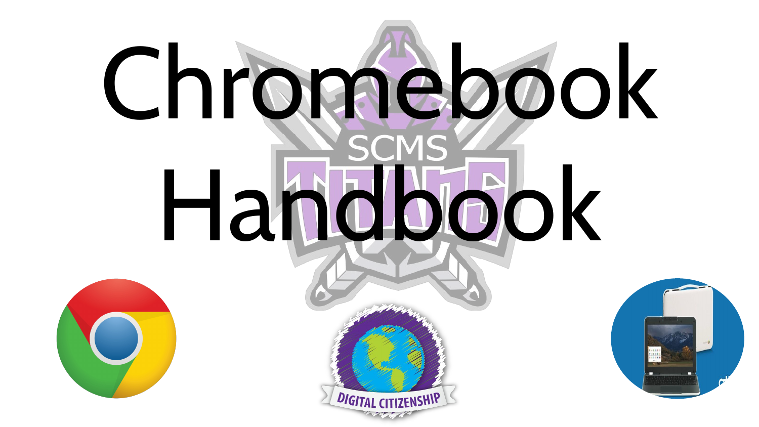# Chromebook Handbook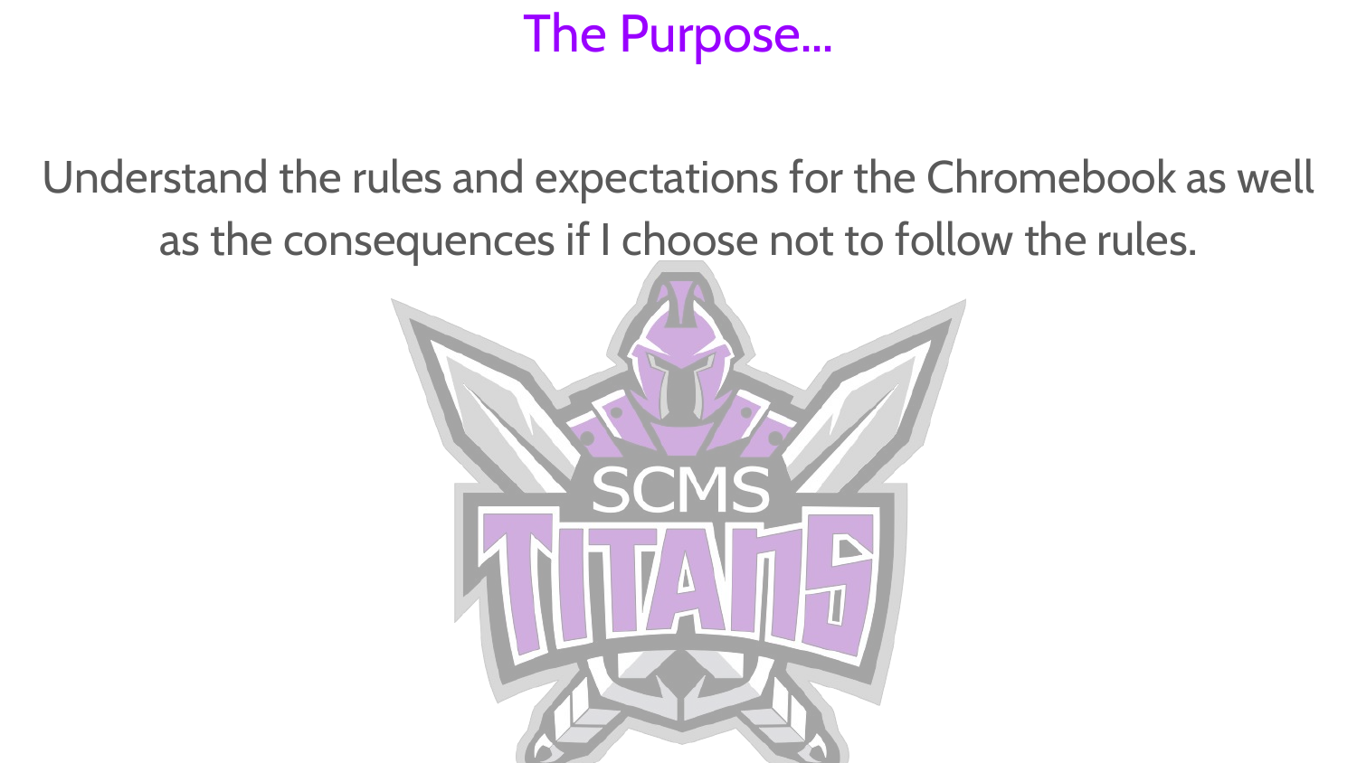# The Purpose...

Understand the rules and expectations for the Chromebook as well as the consequences if I choose not to follow the rules.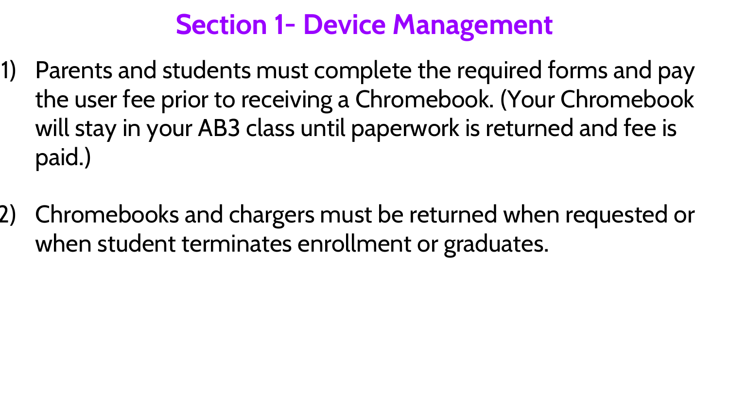## Section 1- Device Management

1) Parents and students must complete the required forms and pay the user fee prior to receiving a Chromebook. (Your Chromebook will stay in your AB3 class until paperwork is returned and fee is paid.)

2) Chromebooks and chargers must be returned when requested or when student terminates enrollment or graduates.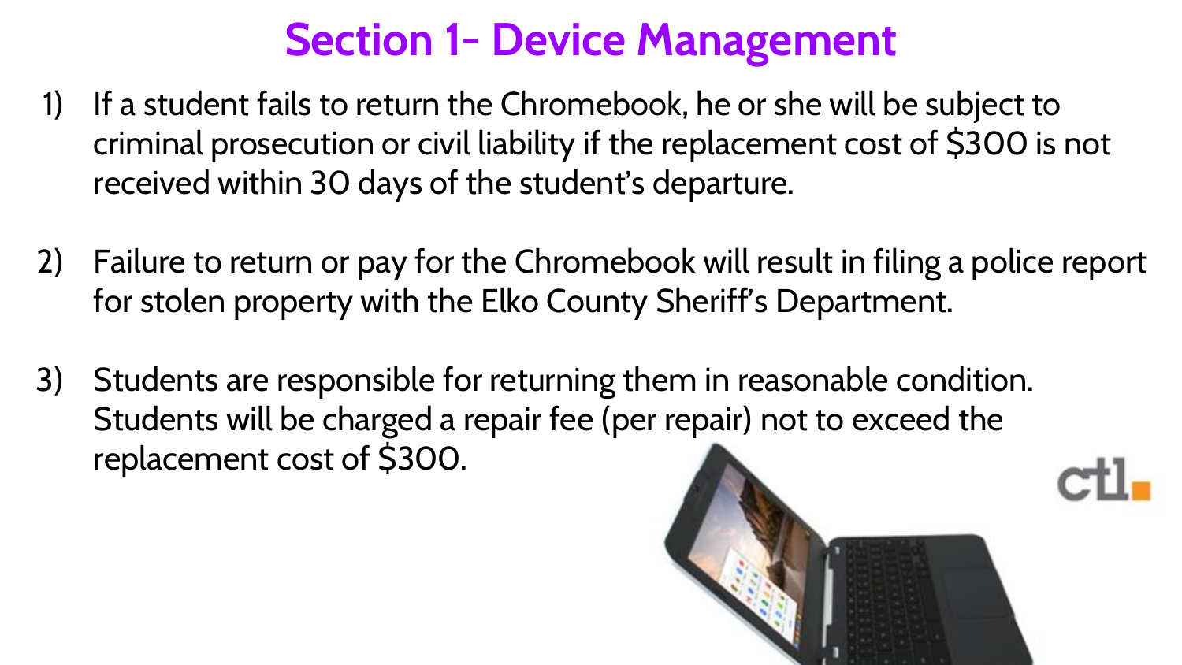# Section 1- Device Management

1) If a student fails to return the Chromebook, he or she will be subject to criminal prosecution or civil liability if the replacement cost of $300 is not received within 30 days of the student's departure.

2) Failure to return or pay for the Chromebook will result in filing a police report for stolen property with the Elko County Sheriff's Department.

3) Students are responsible for returning them in reasonable condition. Students will be charged a repair fee (per repair) not to exceed the replacement cost of $300.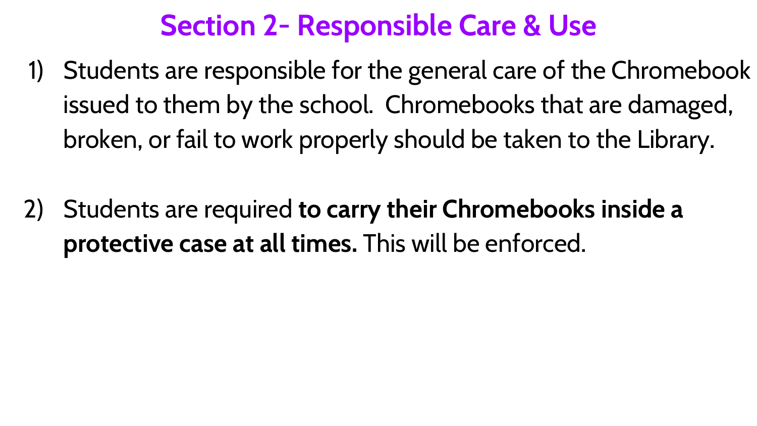## Section 2- Responsible Care & Use

1) Students are responsible for the general care of the Chromebook issued to them by the school. Chromebooks that are damaged, broken, or fail to work properly should be taken to the Library.

2) Students are required **to carry their Chromebooks inside a protective case at all times.** This will be enforced.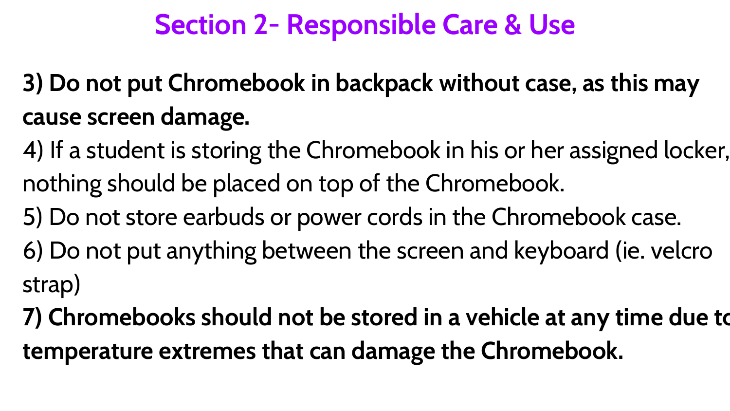# Section 2- Responsible Care & Use

**3) Do not put Chromebook in backpack without case, as this may cause screen damage.**

4) If a student is storing the Chromebook in his or her assigned locker, nothing should be placed on top of the Chromebook.

5) Do not store earbuds or power cords in the Chromebook case.

6) Do not put anything between the screen and keyboard (ie. velcro strap)

**7) Chromebooks should not be stored in a vehicle at any time due to temperature extremes that can damage the Chromebook.**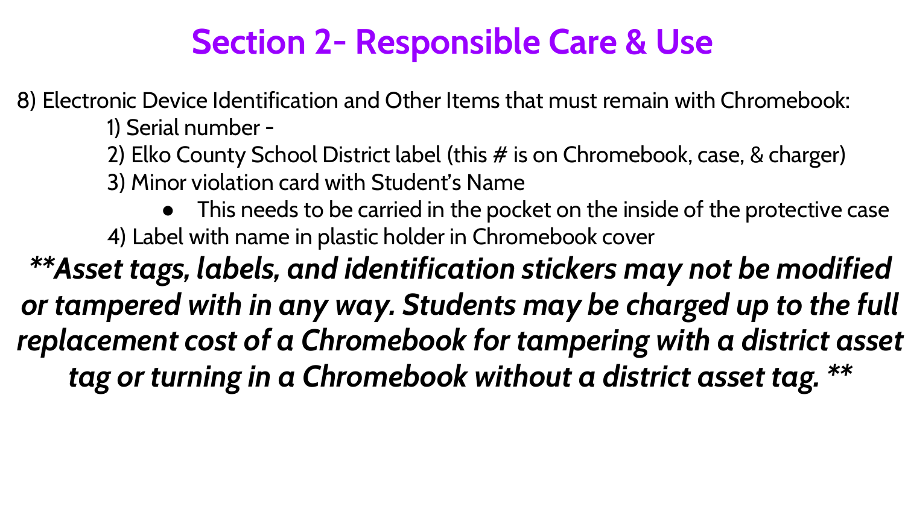# Section 2- Responsible Care & Use

8) Electronic Device Identification and Other Items that must remain with Chromebook:

1) Serial number -
2) Elko County School District label (this # is on Chromebook, case, & charger)
3) Minor violation card with Student's Name
    - This needs to be carried in the pocket on the inside of the protective case
4) Label with name in plastic holder in Chromebook cover

***\*\*Asset tags, labels, and identification stickers may not be modified or tampered with in any way. Students may be charged up to the full replacement cost of a Chromebook for tampering with a district asset tag or turning in a Chromebook without a district asset tag. \*\****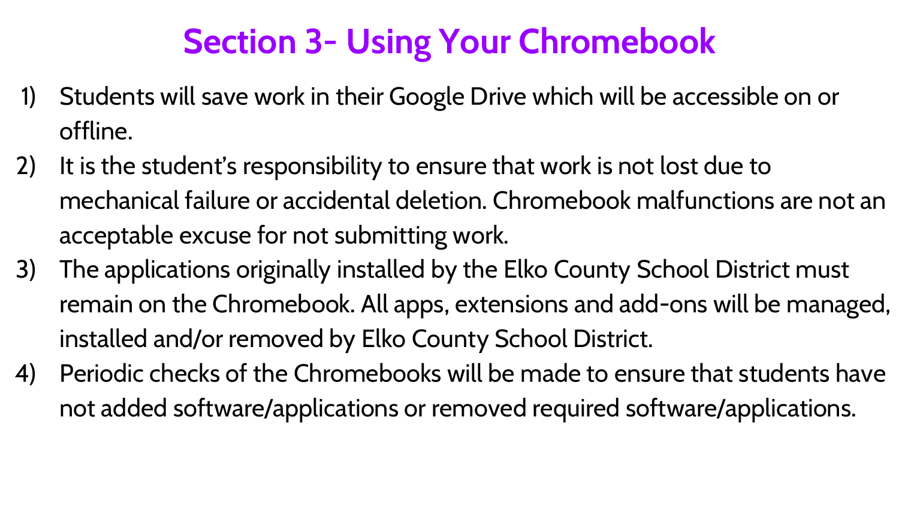# Section 3- Using Your Chromebook

1) Students will save work in their Google Drive which will be accessible on or offline.
2) It is the student's responsibility to ensure that work is not lost due to mechanical failure or accidental deletion. Chromebook malfunctions are not an acceptable excuse for not submitting work.
3) The applications originally installed by the Elko County School District must remain on the Chromebook. All apps, extensions and add-ons will be managed, installed and/or removed by Elko County School District.
4) Periodic checks of the Chromebooks will be made to ensure that students have not added software/applications or removed required software/applications.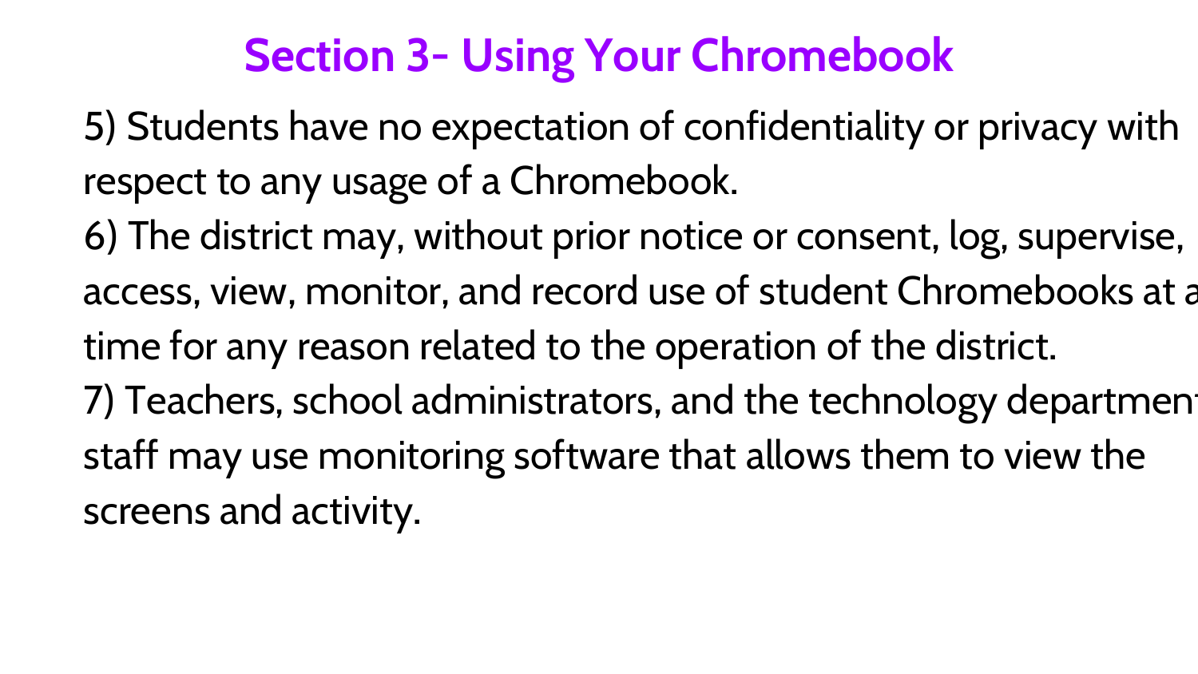# Section 3- Using Your Chromebook

5) Students have no expectation of confidentiality or privacy with respect to any usage of a Chromebook.

6) The district may, without prior notice or consent, log, supervise, access, view, monitor, and record use of student Chromebooks at a time for any reason related to the operation of the district.

7) Teachers, school administrators, and the technology department staff may use monitoring software that allows them to view the screens and activity.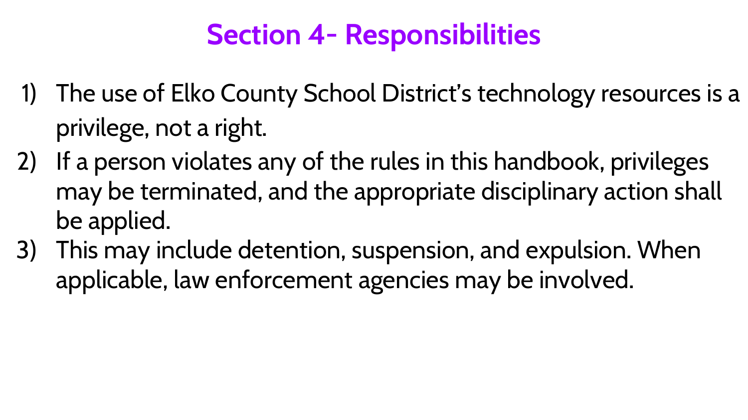# Section 4- Responsibilities

1) The use of Elko County School District's technology resources is a privilege, not a right.
2) If a person violates any of the rules in this handbook, privileges may be terminated, and the appropriate disciplinary action shall be applied.
3) This may include detention, suspension, and expulsion. When applicable, law enforcement agencies may be involved.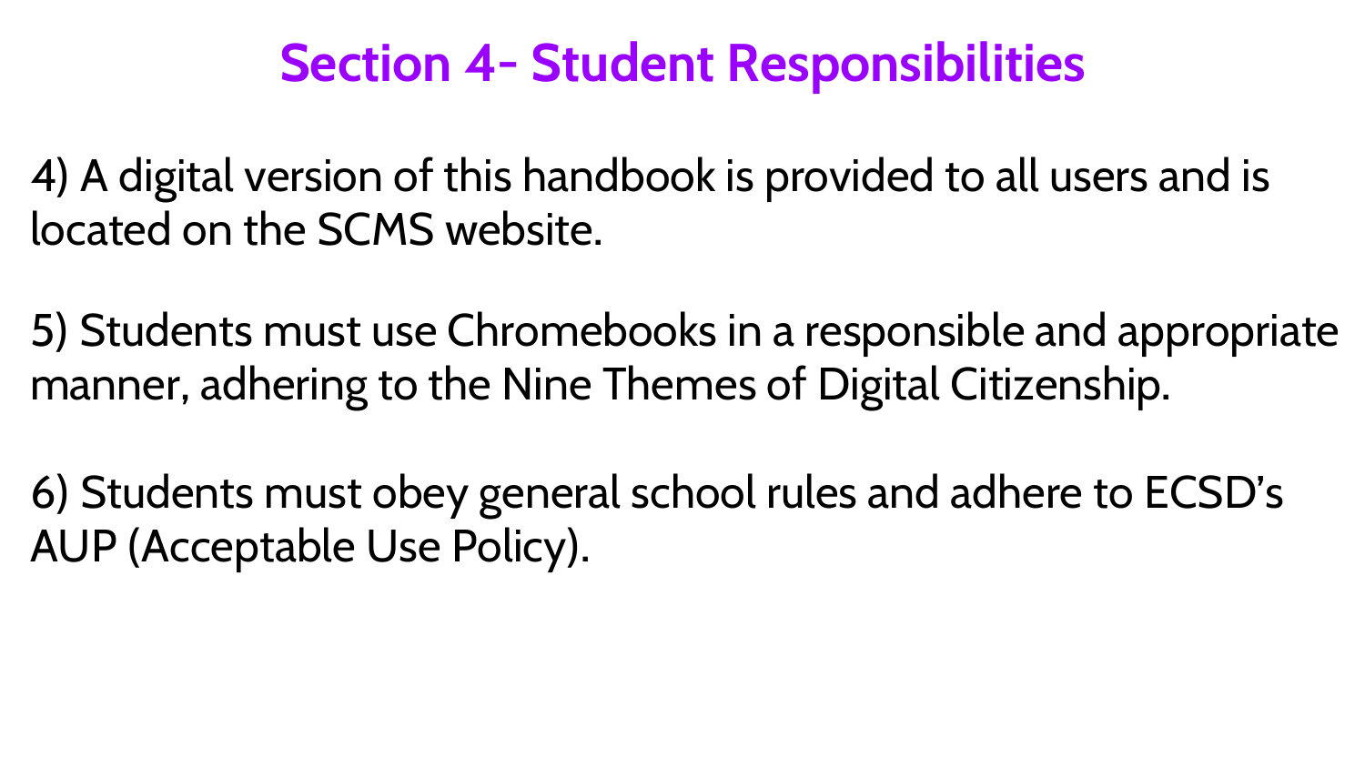# Section 4- Student Responsibilities

4) A digital version of this handbook is provided to all users and is located on the SCMS website.

5) Students must use Chromebooks in a responsible and appropriate manner, adhering to the Nine Themes of Digital Citizenship.

6) Students must obey general school rules and adhere to ECSD's AUP (Acceptable Use Policy).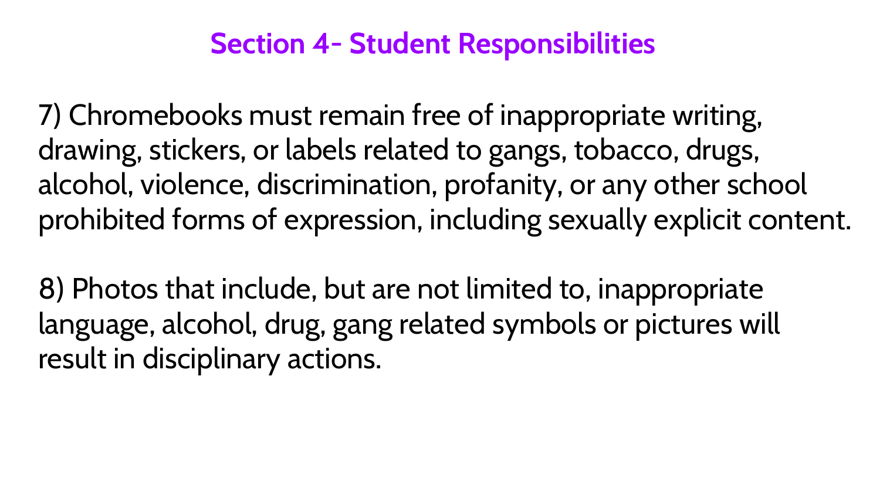## Section 4- Student Responsibilities

7) Chromebooks must remain free of inappropriate writing, drawing, stickers, or labels related to gangs, tobacco, drugs, alcohol, violence, discrimination, profanity, or any other school prohibited forms of expression, including sexually explicit content.

8) Photos that include, but are not limited to, inappropriate language, alcohol, drug, gang related symbols or pictures will result in disciplinary actions.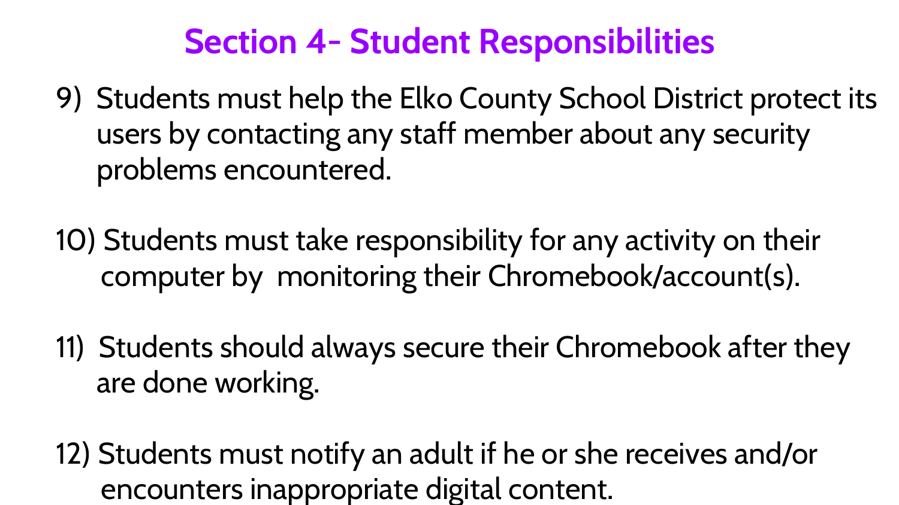# Section 4- Student Responsibilities

9) Students must help the Elko County School District protect its users by contacting any staff member about any security problems encountered.

10) Students must take responsibility for any activity on their computer by monitoring their Chromebook/account(s).

11) Students should always secure their Chromebook after they are done working.

12) Students must notify an adult if he or she receives and/or encounters inappropriate digital content.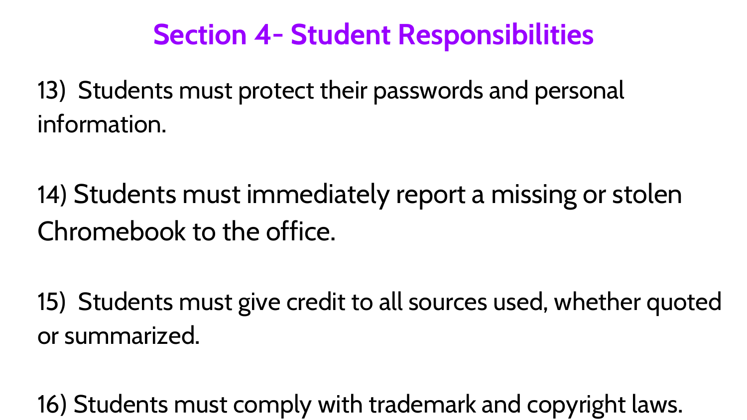## Section 4- Student Responsibilities

13) Students must protect their passwords and personal information.

14) Students must immediately report a missing or stolen Chromebook to the office.

15) Students must give credit to all sources used, whether quoted or summarized.

16) Students must comply with trademark and copyright laws.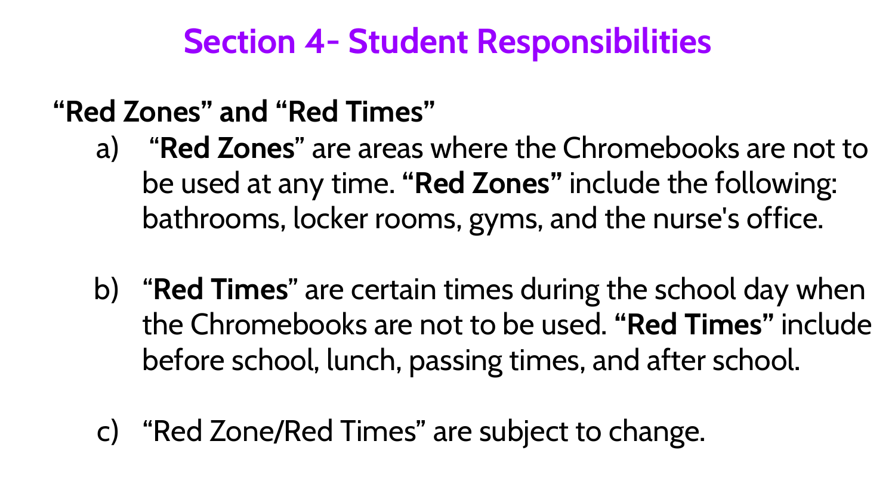# Section 4- Student Responsibilities

**“Red Zones” and “Red Times”**

a) “**Red Zones**” are areas where the Chromebooks are not to be used at any time. **“Red Zones”** include the following: bathrooms, locker rooms, gyms, and the nurse's office.

b) “**Red Times**” are certain times during the school day when the Chromebooks are not to be used. **“Red Times”** include before school, lunch, passing times, and after school.

c) “Red Zone/Red Times” are subject to change.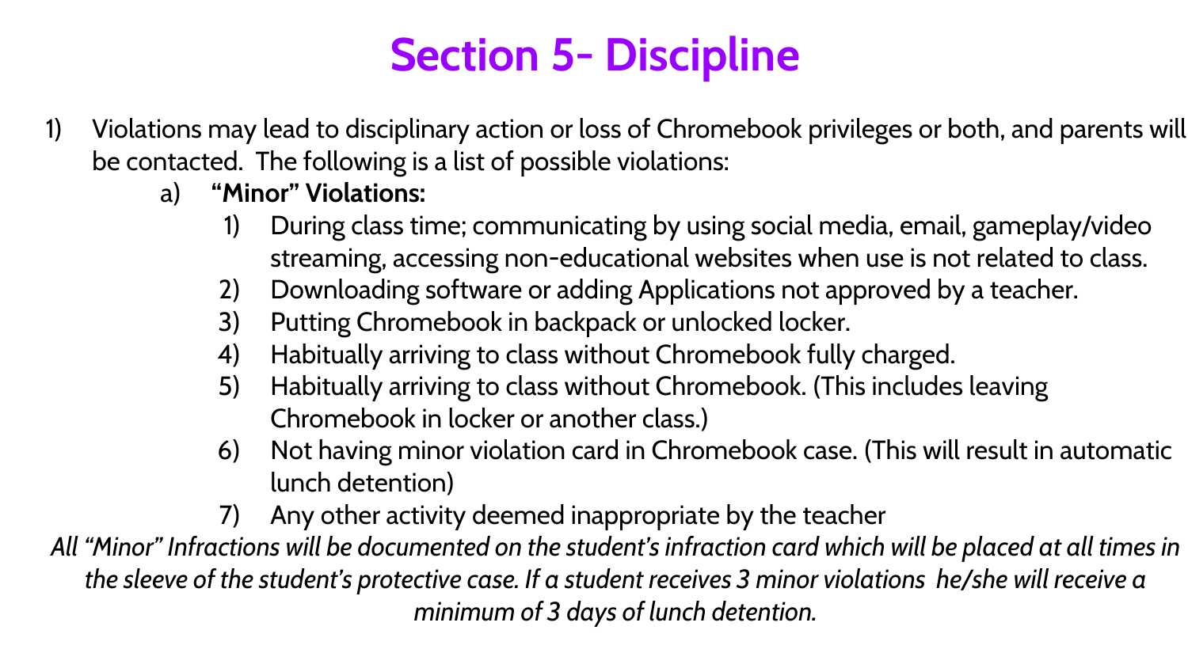# Section 5- Discipline

1) Violations may lead to disciplinary action or loss of Chromebook privileges or both, and parents will be contacted. The following is a list of possible violations:

   a) **"Minor" Violations:**

      1) During class time; communicating by using social media, email, gameplay/video streaming, accessing non-educational websites when use is not related to class.
      2) Downloading software or adding Applications not approved by a teacher.
      3) Putting Chromebook in backpack or unlocked locker.
      4) Habitually arriving to class without Chromebook fully charged.
      5) Habitually arriving to class without Chromebook. (This includes leaving Chromebook in locker or another class.)
      6) Not having minor violation card in Chromebook case. (This will result in automatic lunch detention)
      7) Any other activity deemed inappropriate by the teacher

*All "Minor" Infractions will be documented on the student's infraction card which will be placed at all times in the sleeve of the student's protective case. If a student receives 3 minor violations he/she will receive a minimum of 3 days of lunch detention.*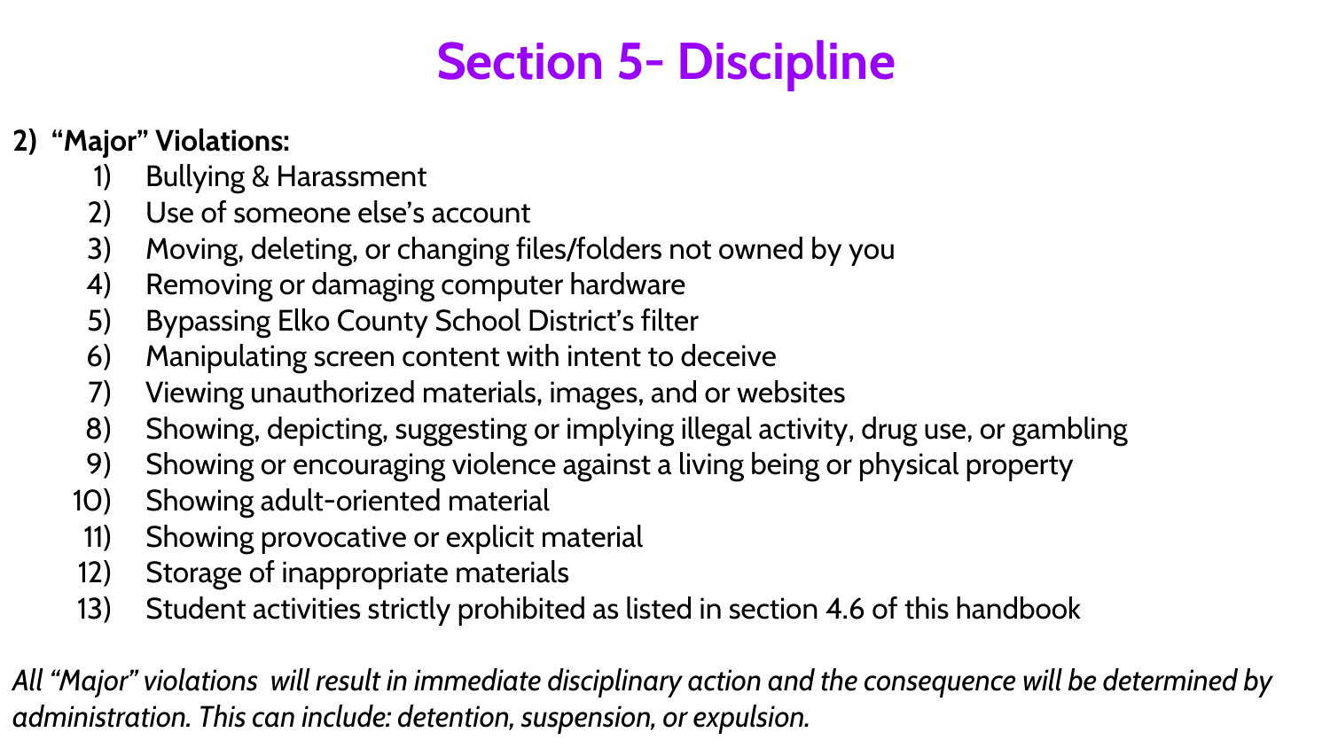# Section 5- Discipline

2) **"Major" Violations:**

1) Bullying & Harassment
2) Use of someone else's account
3) Moving, deleting, or changing files/folders not owned by you
4) Removing or damaging computer hardware
5) Bypassing Elko County School District's filter
6) Manipulating screen content with intent to deceive
7) Viewing unauthorized materials, images, and or websites
8) Showing, depicting, suggesting or implying illegal activity, drug use, or gambling
9) Showing or encouraging violence against a living being or physical property
10) Showing adult-oriented material
11) Showing provocative or explicit material
12) Storage of inappropriate materials
13) Student activities strictly prohibited as listed in section 4.6 of this handbook

*All "Major" violations will result in immediate disciplinary action and the consequence will be determined by administration. This can include: detention, suspension, or expulsion.*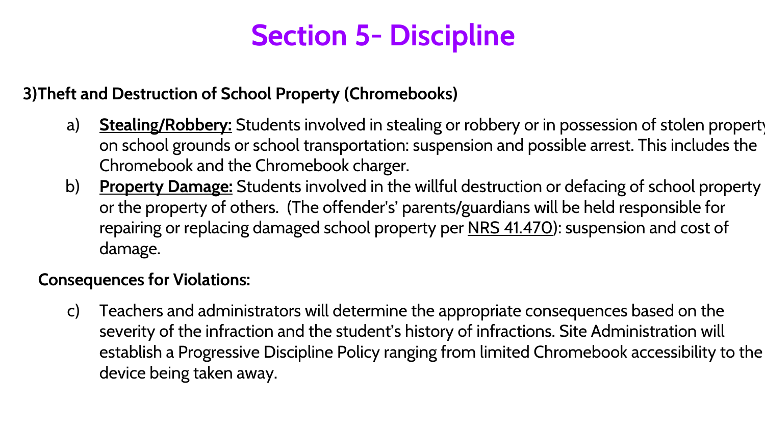# Section 5- Discipline

**3)Theft and Destruction of School Property (Chromebooks)**

a) **<u>Stealing/Robbery:</u>** Students involved in stealing or robbery or in possession of stolen property on school grounds or school transportation: suspension and possible arrest. This includes the Chromebook and the Chromebook charger.

b) **<u>Property Damage:</u>** Students involved in the willful destruction or defacing of school property or the property of others. (The offender's' parents/guardians will be held responsible for repairing or replacing damaged school property per <u>NRS 41.470</u>): suspension and cost of damage.

**Consequences for Violations:**

c) Teachers and administrators will determine the appropriate consequences based on the severity of the infraction and the student's history of infractions. Site Administration will establish a Progressive Discipline Policy ranging from limited Chromebook accessibility to the device being taken away.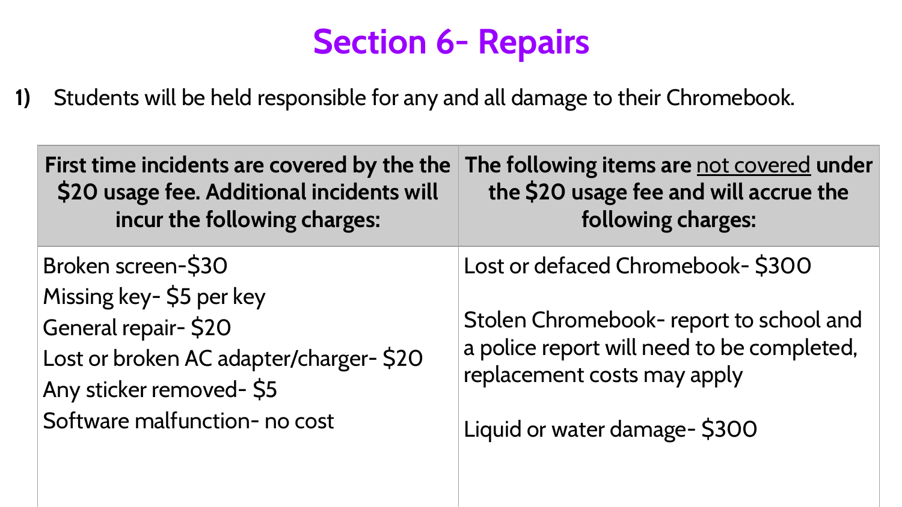# Section 6- Repairs

1) Students will be held responsible for any and all damage to their Chromebook.

| First time incidents are covered by the the $20 usage fee. Additional incidents will incur the following charges: | The following items are <u>not covered</u> under the $20 usage fee and will accrue the following charges: |
|---|---|
| Broken screen-$30<br>Missing key- $5 per key<br>General repair- $20<br>Lost or broken AC adapter/charger- $20<br>Any sticker removed- $5<br>Software malfunction- no cost | Lost or defaced Chromebook- $300<br><br>Stolen Chromebook- report to school and a police report will need to be completed, replacement costs may apply<br><br>Liquid or water damage- $300 |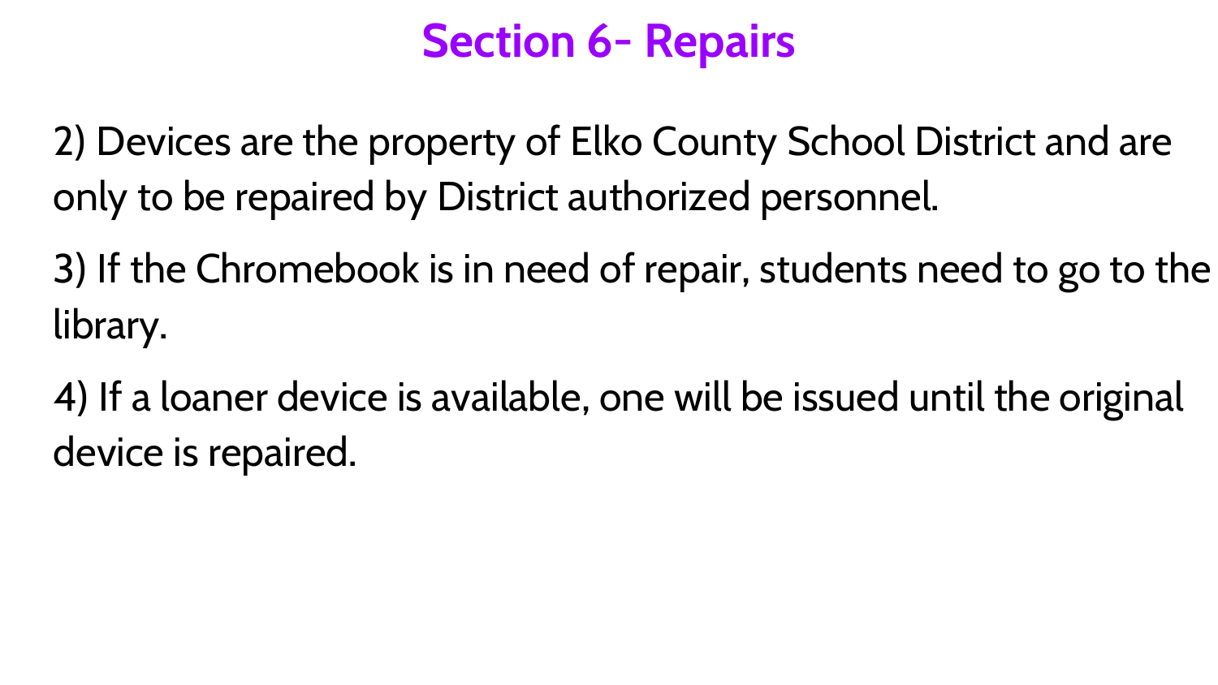# Section 6- Repairs

2) Devices are the property of Elko County School District and are only to be repaired by District authorized personnel.

3) If the Chromebook is in need of repair, students need to go to the library.

4) If a loaner device is available, one will be issued until the original device is repaired.